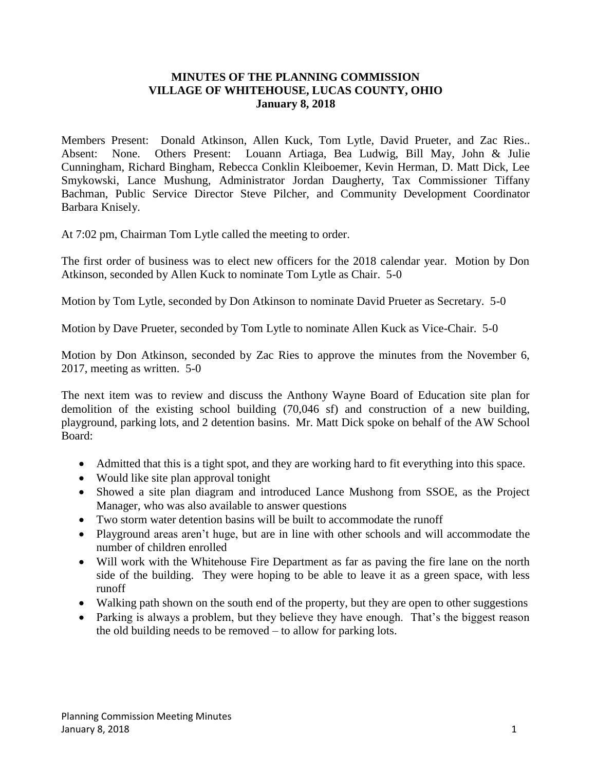# MINUTES OF THE PLANNING COMMISSION
# VILLAGE OF WHITEHOUSE, LUCAS COUNTY, OHIO
# January 8, 2018

Members Present: Donald Atkinson, Allen Kuck, Tom Lytle, David Prueter, and Zac Ries.. Absent: None. Others Present: Louann Artiaga, Bea Ludwig, Bill May, John & Julie Cunningham, Richard Bingham, Rebecca Conklin Kleiboemer, Kevin Herman, D. Matt Dick, Lee Smykowski, Lance Mushung, Administrator Jordan Daugherty, Tax Commissioner Tiffany Bachman, Public Service Director Steve Pilcher, and Community Development Coordinator Barbara Knisely.

At 7:02 pm, Chairman Tom Lytle called the meeting to order.

The first order of business was to elect new officers for the 2018 calendar year. Motion by Don Atkinson, seconded by Allen Kuck to nominate Tom Lytle as Chair. 5-0

Motion by Tom Lytle, seconded by Don Atkinson to nominate David Prueter as Secretary. 5-0

Motion by Dave Prueter, seconded by Tom Lytle to nominate Allen Kuck as Vice-Chair. 5-0

Motion by Don Atkinson, seconded by Zac Ries to approve the minutes from the November 6, 2017, meeting as written. 5-0

The next item was to review and discuss the Anthony Wayne Board of Education site plan for demolition of the existing school building (70,046 sf) and construction of a new building, playground, parking lots, and 2 detention basins. Mr. Matt Dick spoke on behalf of the AW School Board:

- Admitted that this is a tight spot, and they are working hard to fit everything into this space.
- Would like site plan approval tonight
- Showed a site plan diagram and introduced Lance Mushong from SSOE, as the Project Manager, who was also available to answer questions
- Two storm water detention basins will be built to accommodate the runoff
- Playground areas aren't huge, but are in line with other schools and will accommodate the number of children enrolled
- Will work with the Whitehouse Fire Department as far as paving the fire lane on the north side of the building. They were hoping to be able to leave it as a green space, with less runoff
- Walking path shown on the south end of the property, but they are open to other suggestions
- Parking is always a problem, but they believe they have enough. That's the biggest reason the old building needs to be removed – to allow for parking lots.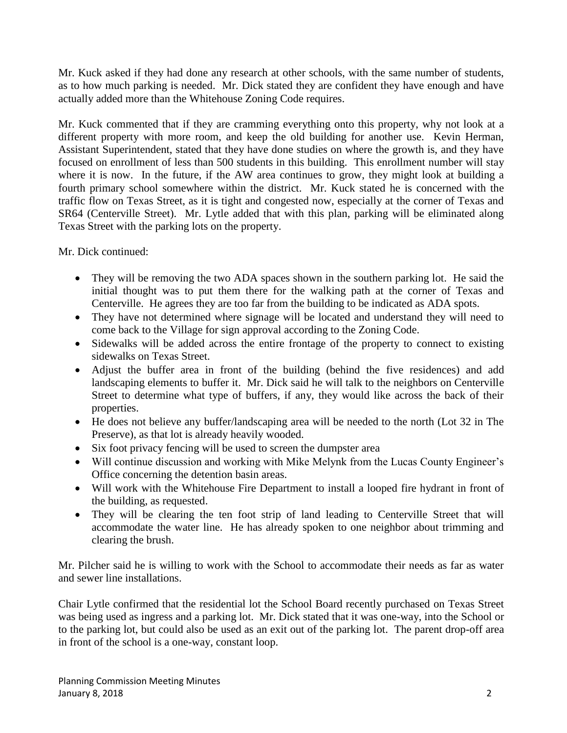Mr. Kuck asked if they had done any research at other schools, with the same number of students, as to how much parking is needed. Mr. Dick stated they are confident they have enough and have actually added more than the Whitehouse Zoning Code requires.

Mr. Kuck commented that if they are cramming everything onto this property, why not look at a different property with more room, and keep the old building for another use. Kevin Herman, Assistant Superintendent, stated that they have done studies on where the growth is, and they have focused on enrollment of less than 500 students in this building. This enrollment number will stay where it is now. In the future, if the AW area continues to grow, they might look at building a fourth primary school somewhere within the district. Mr. Kuck stated he is concerned with the traffic flow on Texas Street, as it is tight and congested now, especially at the corner of Texas and SR64 (Centerville Street). Mr. Lytle added that with this plan, parking will be eliminated along Texas Street with the parking lots on the property.

Mr. Dick continued:

- They will be removing the two ADA spaces shown in the southern parking lot. He said the initial thought was to put them there for the walking path at the corner of Texas and Centerville. He agrees they are too far from the building to be indicated as ADA spots.
- They have not determined where signage will be located and understand they will need to come back to the Village for sign approval according to the Zoning Code.
- Sidewalks will be added across the entire frontage of the property to connect to existing sidewalks on Texas Street.
- Adjust the buffer area in front of the building (behind the five residences) and add landscaping elements to buffer it. Mr. Dick said he will talk to the neighbors on Centerville Street to determine what type of buffers, if any, they would like across the back of their properties.
- He does not believe any buffer/landscaping area will be needed to the north (Lot 32 in The Preserve), as that lot is already heavily wooded.
- Six foot privacy fencing will be used to screen the dumpster area
- Will continue discussion and working with Mike Melynk from the Lucas County Engineer's Office concerning the detention basin areas.
- Will work with the Whitehouse Fire Department to install a looped fire hydrant in front of the building, as requested.
- They will be clearing the ten foot strip of land leading to Centerville Street that will accommodate the water line. He has already spoken to one neighbor about trimming and clearing the brush.

Mr. Pilcher said he is willing to work with the School to accommodate their needs as far as water and sewer line installations.

Chair Lytle confirmed that the residential lot the School Board recently purchased on Texas Street was being used as ingress and a parking lot. Mr. Dick stated that it was one-way, into the School or to the parking lot, but could also be used as an exit out of the parking lot. The parent drop-off area in front of the school is a one-way, constant loop.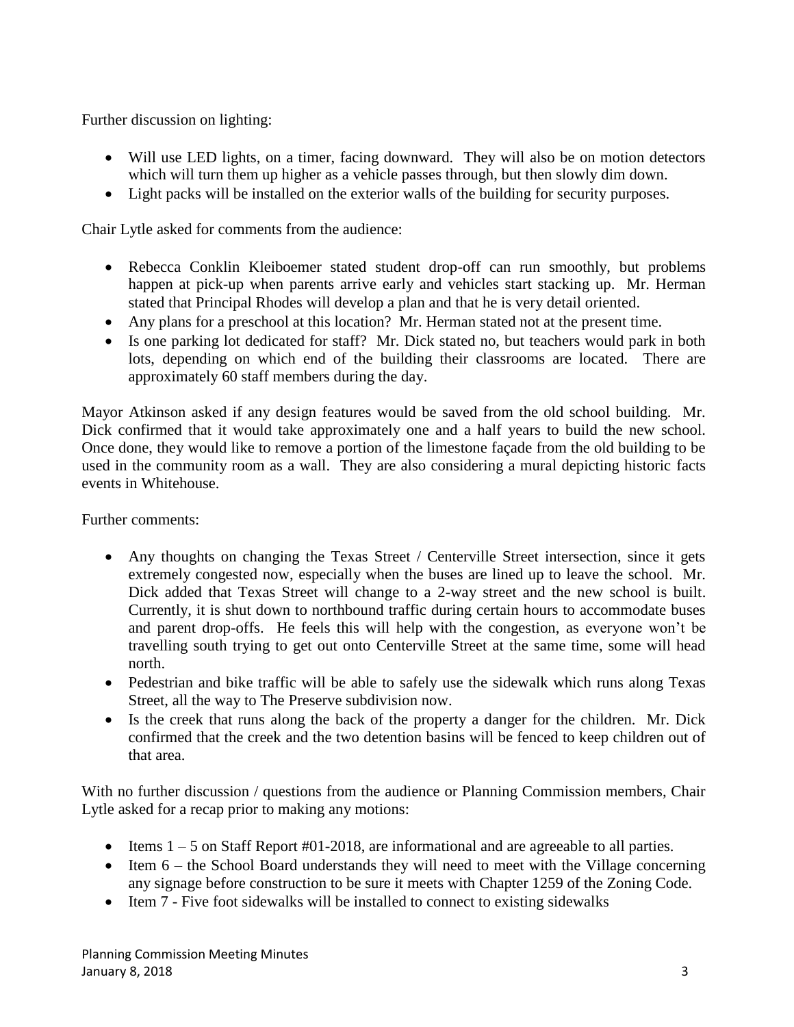Further discussion on lighting:

- Will use LED lights, on a timer, facing downward. They will also be on motion detectors which will turn them up higher as a vehicle passes through, but then slowly dim down.
- Light packs will be installed on the exterior walls of the building for security purposes.

Chair Lytle asked for comments from the audience:

- Rebecca Conklin Kleiboemer stated student drop-off can run smoothly, but problems happen at pick-up when parents arrive early and vehicles start stacking up. Mr. Herman stated that Principal Rhodes will develop a plan and that he is very detail oriented.
- Any plans for a preschool at this location? Mr. Herman stated not at the present time.
- Is one parking lot dedicated for staff? Mr. Dick stated no, but teachers would park in both lots, depending on which end of the building their classrooms are located. There are approximately 60 staff members during the day.

Mayor Atkinson asked if any design features would be saved from the old school building. Mr. Dick confirmed that it would take approximately one and a half years to build the new school. Once done, they would like to remove a portion of the limestone façade from the old building to be used in the community room as a wall. They are also considering a mural depicting historic facts events in Whitehouse.

Further comments:

- Any thoughts on changing the Texas Street / Centerville Street intersection, since it gets extremely congested now, especially when the buses are lined up to leave the school. Mr. Dick added that Texas Street will change to a 2-way street and the new school is built. Currently, it is shut down to northbound traffic during certain hours to accommodate buses and parent drop-offs. He feels this will help with the congestion, as everyone won't be travelling south trying to get out onto Centerville Street at the same time, some will head north.
- Pedestrian and bike traffic will be able to safely use the sidewalk which runs along Texas Street, all the way to The Preserve subdivision now.
- Is the creek that runs along the back of the property a danger for the children. Mr. Dick confirmed that the creek and the two detention basins will be fenced to keep children out of that area.

With no further discussion / questions from the audience or Planning Commission members, Chair Lytle asked for a recap prior to making any motions:

- Items 1 – 5 on Staff Report #01-2018, are informational and are agreeable to all parties.
- Item 6 – the School Board understands they will need to meet with the Village concerning any signage before construction to be sure it meets with Chapter 1259 of the Zoning Code.
- Item 7 - Five foot sidewalks will be installed to connect to existing sidewalks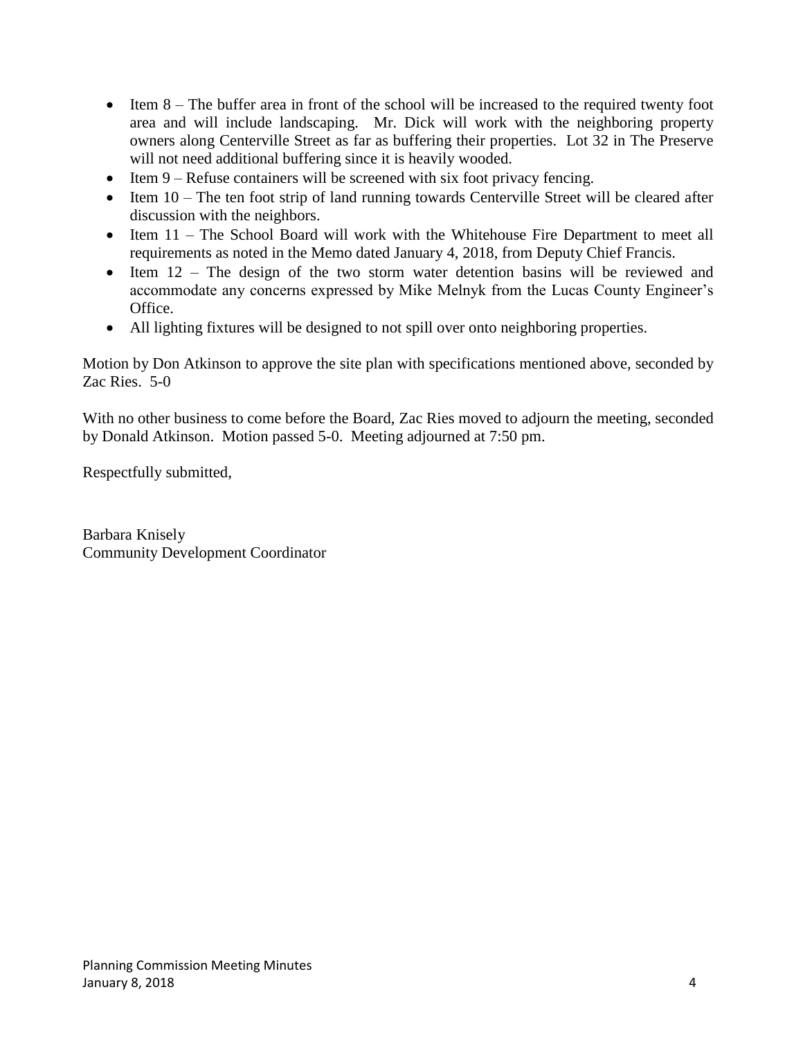- Item 8 – The buffer area in front of the school will be increased to the required twenty foot area and will include landscaping. Mr. Dick will work with the neighboring property owners along Centerville Street as far as buffering their properties. Lot 32 in The Preserve will not need additional buffering since it is heavily wooded.
- Item 9 – Refuse containers will be screened with six foot privacy fencing.
- Item 10 – The ten foot strip of land running towards Centerville Street will be cleared after discussion with the neighbors.
- Item 11 – The School Board will work with the Whitehouse Fire Department to meet all requirements as noted in the Memo dated January 4, 2018, from Deputy Chief Francis.
- Item 12 – The design of the two storm water detention basins will be reviewed and accommodate any concerns expressed by Mike Melnyk from the Lucas County Engineer's Office.
- All lighting fixtures will be designed to not spill over onto neighboring properties.

Motion by Don Atkinson to approve the site plan with specifications mentioned above, seconded by Zac Ries. 5-0

With no other business to come before the Board, Zac Ries moved to adjourn the meeting, seconded by Donald Atkinson. Motion passed 5-0. Meeting adjourned at 7:50 pm.

Respectfully submitted,

Barbara Knisely
Community Development Coordinator